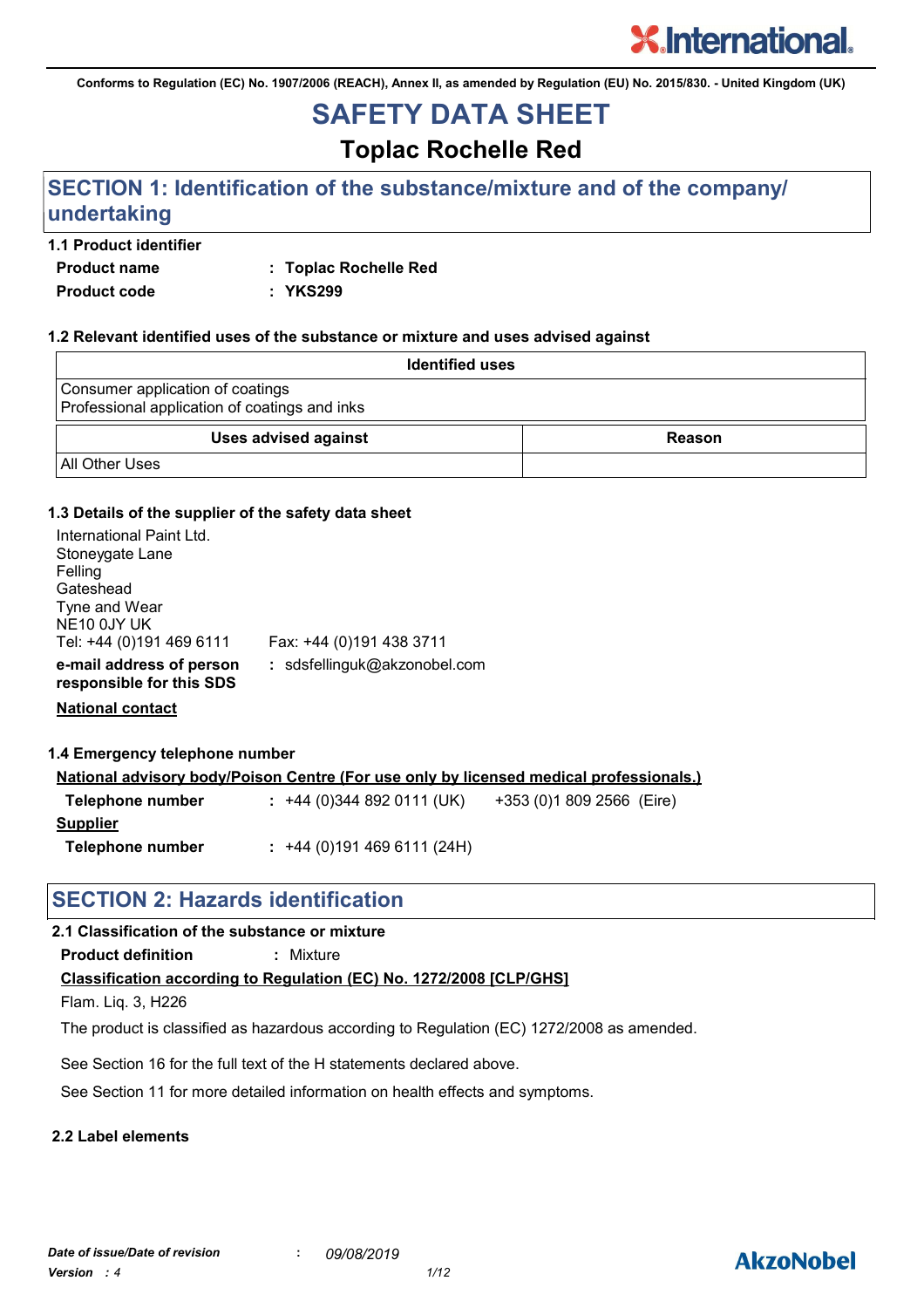Conforms to Regulation (EC) No. 1907/2006 (REACH), Annex II, as amended by Regulation (EU) No. 2015/830. - United Kingdom (UK)

# SAFETY DATA SHEET

## Toplac Rochelle Red

## SECTION 1: Identification of the substance/mixture and of the company/ undertaking

### 1.1 Product identifier

**Product name** : **Toplac Rochelle Red**

**Product code** : **YKS299**

### 1.2 Relevant identified uses of the substance or mixture and uses advised against

| Identified uses |
|---|
| Consumer application of coatings<br>Professional application of coatings and inks |

| Uses advised against | Reason |
|---|---|
| All Other Uses | |

### 1.3 Details of the supplier of the safety data sheet

International Paint Ltd.
Stoneygate Lane
Felling
Gateshead
Tyne and Wear
NE10 0JY UK
Tel: +44 (0)191 469 6111 Fax: +44 (0)191 438 3711

**e-mail address of person responsible for this SDS** : sdsfellinguk@akzonobel.com

**National contact**

### 1.4 Emergency telephone number

**National advisory body/Poison Centre (For use only by licensed medical professionals.)**

**Telephone number** : +44 (0)344 892 0111 (UK) +353 (0)1 809 2566 (Eire)

**Supplier**

**Telephone number** : +44 (0)191 469 6111 (24H)

## SECTION 2: Hazards identification

### 2.1 Classification of the substance or mixture

**Product definition** : Mixture

**Classification according to Regulation (EC) No. 1272/2008 [CLP/GHS]**

Flam. Liq. 3, H226

The product is classified as hazardous according to Regulation (EC) 1272/2008 as amended.

See Section 16 for the full text of the H statements declared above.

See Section 11 for more detailed information on health effects and symptoms.

### 2.2 Label elements

*Date of issue/Date of revision* : *09/08/2019*
*Version : 4*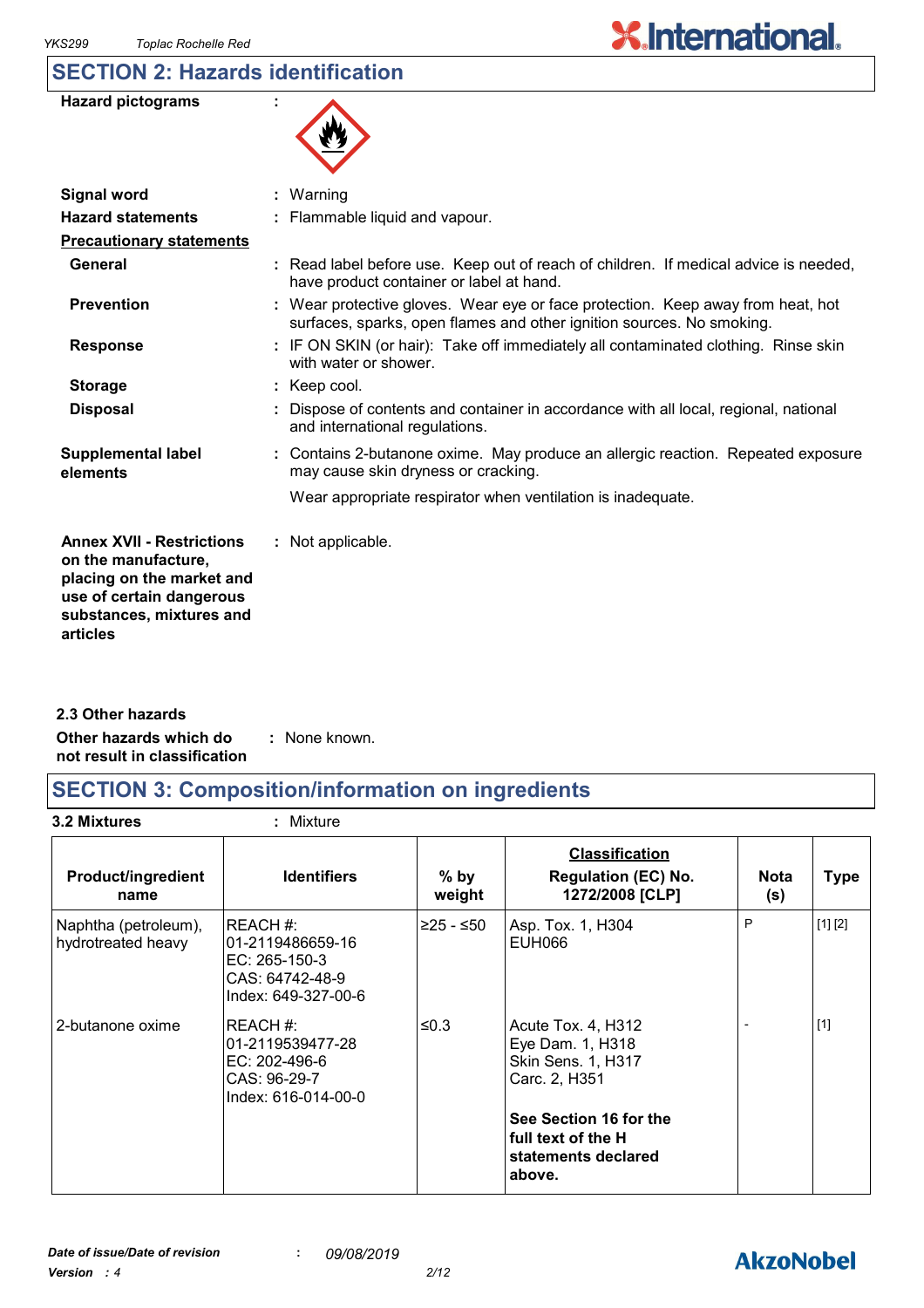## SECTION 2: Hazards identification

**Hazard pictograms** :

**Signal word** : Warning

**Hazard statements** : Flammable liquid and vapour.

**Precautionary statements**

**General** : Read label before use. Keep out of reach of children. If medical advice is needed, have product container or label at hand.

**Prevention** : Wear protective gloves. Wear eye or face protection. Keep away from heat, hot surfaces, sparks, open flames and other ignition sources. No smoking.

**Response** : IF ON SKIN (or hair): Take off immediately all contaminated clothing. Rinse skin with water or shower.

**Storage** : Keep cool.

**Disposal** : Dispose of contents and container in accordance with all local, regional, national and international regulations.

**Supplemental label elements** : Contains 2-butanone oxime. May produce an allergic reaction. Repeated exposure may cause skin dryness or cracking.

Wear appropriate respirator when ventilation is inadequate.

**Annex XVII - Restrictions on the manufacture, placing on the market and use of certain dangerous substances, mixtures and articles** : Not applicable.

### 2.3 Other hazards

**Other hazards which do not result in classification** : None known.

## SECTION 3: Composition/information on ingredients

**3.2 Mixtures** : Mixture

| Product/ingredient name | Identifiers | % by weight | Classification Regulation (EC) No. 1272/2008 [CLP] | Nota (s) | Type |
|---|---|---|---|---|---|
| Naphtha (petroleum), hydrotreated heavy | REACH #: 01-2119486659-16<br>EC: 265-150-3<br>CAS: 64742-48-9<br>Index: 649-327-00-6 | ≥25 - ≤50 | Asp. Tox. 1, H304<br>EUH066 | P | [1] [2] |
| 2-butanone oxime | REACH #: 01-2119539477-28<br>EC: 202-496-6<br>CAS: 96-29-7<br>Index: 616-014-00-0 | ≤0.3 | Acute Tox. 4, H312<br>Eye Dam. 1, H318<br>Skin Sens. 1, H317<br>Carc. 2, H351<br><br>**See Section 16 for the full text of the H statements declared above.** | - | [1] |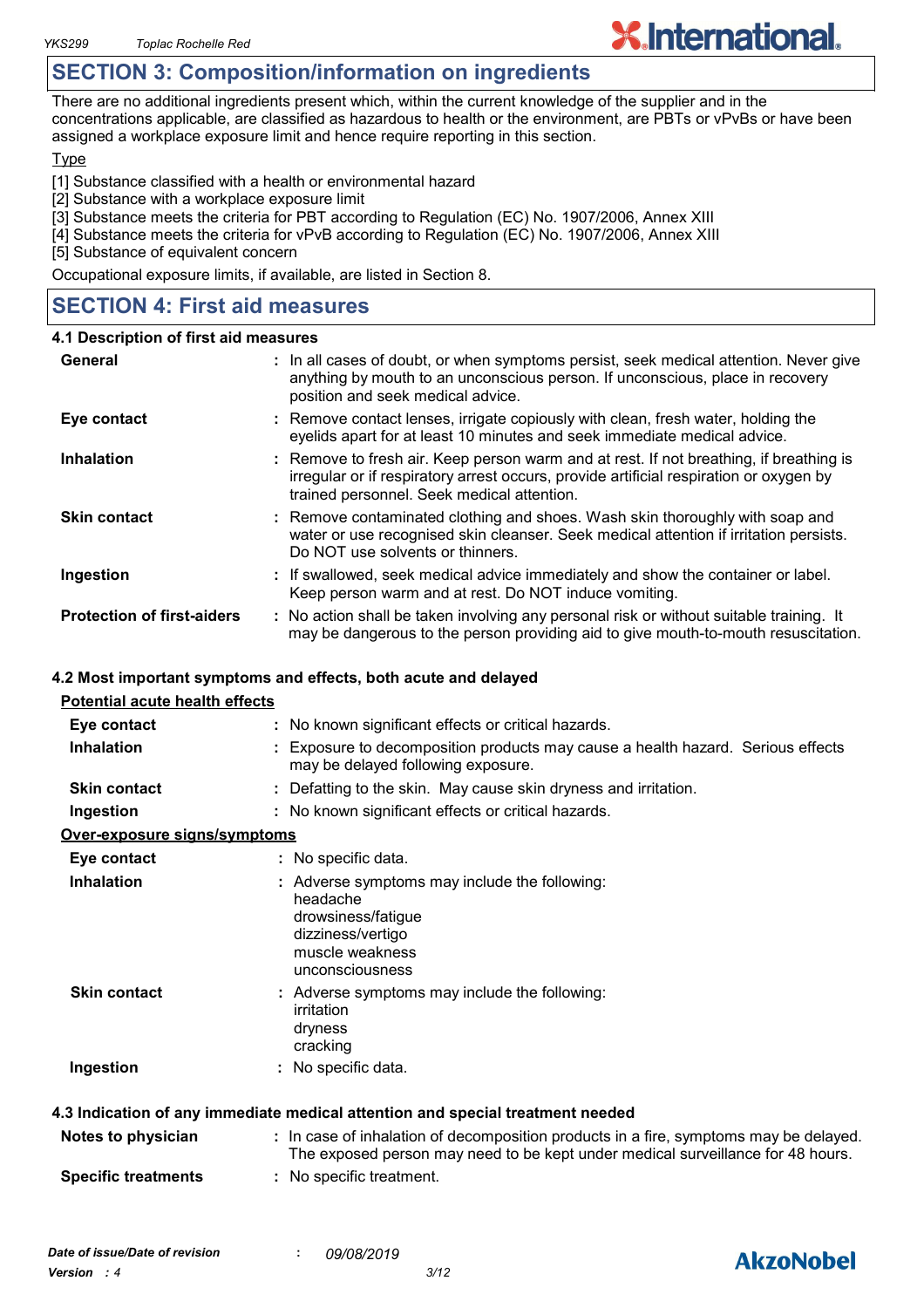## SECTION 3: Composition/information on ingredients

There are no additional ingredients present which, within the current knowledge of the supplier and in the concentrations applicable, are classified as hazardous to health or the environment, are PBTs or vPvBs or have been assigned a workplace exposure limit and hence require reporting in this section.

Type

[1] Substance classified with a health or environmental hazard
[2] Substance with a workplace exposure limit
[3] Substance meets the criteria for PBT according to Regulation (EC) No. 1907/2006, Annex XIII
[4] Substance meets the criteria for vPvB according to Regulation (EC) No. 1907/2006, Annex XIII
[5] Substance of equivalent concern

Occupational exposure limits, if available, are listed in Section 8.

## SECTION 4: First aid measures

### 4.1 Description of first aid measures

| | |
|---|---|
| **General** | : In all cases of doubt, or when symptoms persist, seek medical attention. Never give anything by mouth to an unconscious person. If unconscious, place in recovery position and seek medical advice. |
| **Eye contact** | : Remove contact lenses, irrigate copiously with clean, fresh water, holding the eyelids apart for at least 10 minutes and seek immediate medical advice. |
| **Inhalation** | : Remove to fresh air. Keep person warm and at rest. If not breathing, if breathing is irregular or if respiratory arrest occurs, provide artificial respiration or oxygen by trained personnel. Seek medical attention. |
| **Skin contact** | : Remove contaminated clothing and shoes. Wash skin thoroughly with soap and water or use recognised skin cleanser. Seek medical attention if irritation persists. Do NOT use solvents or thinners. |
| **Ingestion** | : If swallowed, seek medical advice immediately and show the container or label. Keep person warm and at rest. Do NOT induce vomiting. |
| **Protection of first-aiders** | : No action shall be taken involving any personal risk or without suitable training. It may be dangerous to the person providing aid to give mouth-to-mouth resuscitation. |

### 4.2 Most important symptoms and effects, both acute and delayed

Potential acute health effects

| | |
|---|---|
| **Eye contact** | : No known significant effects or critical hazards. |
| **Inhalation** | : Exposure to decomposition products may cause a health hazard. Serious effects may be delayed following exposure. |
| **Skin contact** | : Defatting to the skin. May cause skin dryness and irritation. |
| **Ingestion** | : No known significant effects or critical hazards. |

Over-exposure signs/symptoms

| | |
|---|---|
| **Eye contact** | : No specific data. |
| **Inhalation** | : Adverse symptoms may include the following: headache drowsiness/fatigue dizziness/vertigo muscle weakness unconsciousness |
| **Skin contact** | : Adverse symptoms may include the following: irritation dryness cracking |
| **Ingestion** | : No specific data. |

### 4.3 Indication of any immediate medical attention and special treatment needed

| | |
|---|---|
| **Notes to physician** | : In case of inhalation of decomposition products in a fire, symptoms may be delayed. The exposed person may need to be kept under medical surveillance for 48 hours. |
| **Specific treatments** | : No specific treatment. |

*Date of issue/Date of revision* : *09/08/2019*
*Version : 4*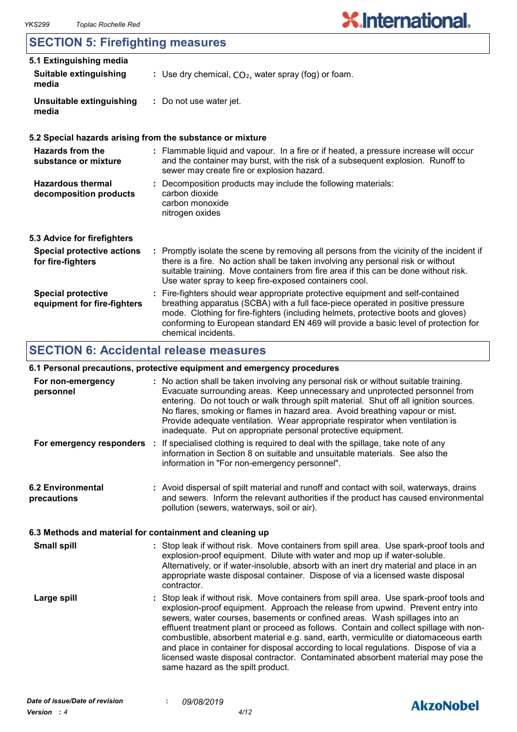## SECTION 5: Firefighting measures

### 5.1 Extinguishing media

| | |
|---|---|
| **Suitable extinguishing media** | : Use dry chemical, $CO_2$, water spray (fog) or foam. |
| **Unsuitable extinguishing media** | : Do not use water jet. |

### 5.2 Special hazards arising from the substance or mixture

| | |
|---|---|
| **Hazards from the substance or mixture** | : Flammable liquid and vapour. In a fire or if heated, a pressure increase will occur and the container may burst, with the risk of a subsequent explosion. Runoff to sewer may create fire or explosion hazard. |
| **Hazardous thermal decomposition products** | : Decomposition products may include the following materials: carbon dioxide carbon monoxide nitrogen oxides |

### 5.3 Advice for firefighters

| | |
|---|---|
| **Special protective actions for fire-fighters** | : Promptly isolate the scene by removing all persons from the vicinity of the incident if there is a fire. No action shall be taken involving any personal risk or without suitable training. Move containers from fire area if this can be done without risk. Use water spray to keep fire-exposed containers cool. |
| **Special protective equipment for fire-fighters** | : Fire-fighters should wear appropriate protective equipment and self-contained breathing apparatus (SCBA) with a full face-piece operated in positive pressure mode. Clothing for fire-fighters (including helmets, protective boots and gloves) conforming to European standard EN 469 will provide a basic level of protection for chemical incidents. |

## SECTION 6: Accidental release measures

### 6.1 Personal precautions, protective equipment and emergency procedures

| | |
|---|---|
| **For non-emergency personnel** | : No action shall be taken involving any personal risk or without suitable training. Evacuate surrounding areas. Keep unnecessary and unprotected personnel from entering. Do not touch or walk through spilt material. Shut off all ignition sources. No flares, smoking or flames in hazard area. Avoid breathing vapour or mist. Provide adequate ventilation. Wear appropriate respirator when ventilation is inadequate. Put on appropriate personal protective equipment. |
| **For emergency responders** | : If specialised clothing is required to deal with the spillage, take note of any information in Section 8 on suitable and unsuitable materials. See also the information in "For non-emergency personnel". |

| | |
|---|---|
| **6.2 Environmental precautions** | : Avoid dispersal of spilt material and runoff and contact with soil, waterways, drains and sewers. Inform the relevant authorities if the product has caused environmental pollution (sewers, waterways, soil or air). |

### 6.3 Methods and material for containment and cleaning up

| | |
|---|---|
| **Small spill** | : Stop leak if without risk. Move containers from spill area. Use spark-proof tools and explosion-proof equipment. Dilute with water and mop up if water-soluble. Alternatively, or if water-insoluble, absorb with an inert dry material and place in an appropriate waste disposal container. Dispose of via a licensed waste disposal contractor. |
| **Large spill** | : Stop leak if without risk. Move containers from spill area. Use spark-proof tools and explosion-proof equipment. Approach the release from upwind. Prevent entry into sewers, water courses, basements or confined areas. Wash spillages into an effluent treatment plant or proceed as follows. Contain and collect spillage with non-combustible, absorbent material e.g. sand, earth, vermiculite or diatomaceous earth and place in container for disposal according to local regulations. Dispose of via a licensed waste disposal contractor. Contaminated absorbent material may pose the same hazard as the spilt product. |

*Date of issue/Date of revision* : *09/08/2019*
*Version : 4*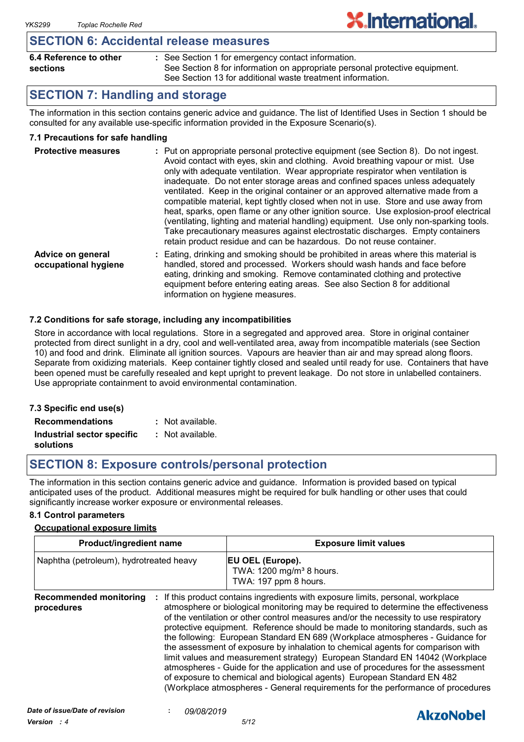## SECTION 6: Accidental release measures

| | |
|---|---|
| **6.4 Reference to other sections** | : See Section 1 for emergency contact information. See Section 8 for information on appropriate personal protective equipment. See Section 13 for additional waste treatment information. |

## SECTION 7: Handling and storage

The information in this section contains generic advice and guidance. The list of Identified Uses in Section 1 should be consulted for any available use-specific information provided in the Exposure Scenario(s).

### 7.1 Precautions for safe handling

**Protective measures** : Put on appropriate personal protective equipment (see Section 8). Do not ingest. Avoid contact with eyes, skin and clothing. Avoid breathing vapour or mist. Use only with adequate ventilation. Wear appropriate respirator when ventilation is inadequate. Do not enter storage areas and confined spaces unless adequately ventilated. Keep in the original container or an approved alternative made from a compatible material, kept tightly closed when not in use. Store and use away from heat, sparks, open flame or any other ignition source. Use explosion-proof electrical (ventilating, lighting and material handling) equipment. Use only non-sparking tools. Take precautionary measures against electrostatic discharges. Empty containers retain product residue and can be hazardous. Do not reuse container.

**Advice on general occupational hygiene** : Eating, drinking and smoking should be prohibited in areas where this material is handled, stored and processed. Workers should wash hands and face before eating, drinking and smoking. Remove contaminated clothing and protective equipment before entering eating areas. See also Section 8 for additional information on hygiene measures.

### 7.2 Conditions for safe storage, including any incompatibilities

Store in accordance with local regulations. Store in a segregated and approved area. Store in original container protected from direct sunlight in a dry, cool and well-ventilated area, away from incompatible materials (see Section 10) and food and drink. Eliminate all ignition sources. Vapours are heavier than air and may spread along floors. Separate from oxidizing materials. Keep container tightly closed and sealed until ready for use. Containers that have been opened must be carefully resealed and kept upright to prevent leakage. Do not store in unlabelled containers. Use appropriate containment to avoid environmental contamination.

### 7.3 Specific end use(s)

**Recommendations** : Not available.

**Industrial sector specific solutions** : Not available.

## SECTION 8: Exposure controls/personal protection

The information in this section contains generic advice and guidance. Information is provided based on typical anticipated uses of the product. Additional measures might be required for bulk handling or other uses that could significantly increase worker exposure or environmental releases.

### 8.1 Control parameters

**Occupational exposure limits**

| Product/ingredient name | Exposure limit values |
|---|---|
| Naphtha (petroleum), hydrotreated heavy | **EU OEL (Europe).**<br>TWA: 1200 mg/m³ 8 hours.<br>TWA: 197 ppm 8 hours. |

**Recommended monitoring procedures** : If this product contains ingredients with exposure limits, personal, workplace atmosphere or biological monitoring may be required to determine the effectiveness of the ventilation or other control measures and/or the necessity to use respiratory protective equipment. Reference should be made to monitoring standards, such as the following: European Standard EN 689 (Workplace atmospheres - Guidance for the assessment of exposure by inhalation to chemical agents for comparison with limit values and measurement strategy) European Standard EN 14042 (Workplace atmospheres - Guide for the application and use of procedures for the assessment of exposure to chemical and biological agents) European Standard EN 482 (Workplace atmospheres - General requirements for the performance of procedures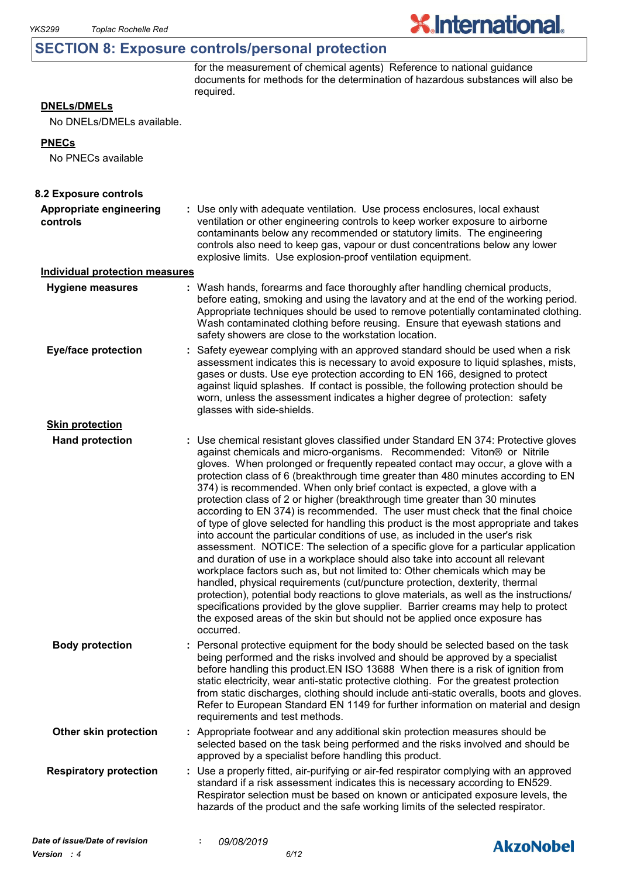## SECTION 8: Exposure controls/personal protection

for the measurement of chemical agents) Reference to national guidance documents for methods for the determination of hazardous substances will also be required.

**DNELs/DMELs**

No DNELs/DMELs available.

**PNECs**

No PNECs available

### 8.2 Exposure controls

**Appropriate engineering controls** : Use only with adequate ventilation. Use process enclosures, local exhaust ventilation or other engineering controls to keep worker exposure to airborne contaminants below any recommended or statutory limits. The engineering controls also need to keep gas, vapour or dust concentrations below any lower explosive limits. Use explosion-proof ventilation equipment.

**Individual protection measures**

**Hygiene measures** : Wash hands, forearms and face thoroughly after handling chemical products, before eating, smoking and using the lavatory and at the end of the working period. Appropriate techniques should be used to remove potentially contaminated clothing. Wash contaminated clothing before reusing. Ensure that eyewash stations and safety showers are close to the workstation location.

**Eye/face protection** : Safety eyewear complying with an approved standard should be used when a risk assessment indicates this is necessary to avoid exposure to liquid splashes, mists, gases or dusts. Use eye protection according to EN 166, designed to protect against liquid splashes. If contact is possible, the following protection should be worn, unless the assessment indicates a higher degree of protection: safety glasses with side-shields.

**Skin protection**

**Hand protection** : Use chemical resistant gloves classified under Standard EN 374: Protective gloves against chemicals and micro-organisms. Recommended: Viton® or Nitrile gloves. When prolonged or frequently repeated contact may occur, a glove with a protection class of 6 (breakthrough time greater than 480 minutes according to EN 374) is recommended. When only brief contact is expected, a glove with a protection class of 2 or higher (breakthrough time greater than 30 minutes according to EN 374) is recommended. The user must check that the final choice of type of glove selected for handling this product is the most appropriate and takes into account the particular conditions of use, as included in the user's risk assessment. NOTICE: The selection of a specific glove for a particular application and duration of use in a workplace should also take into account all relevant workplace factors such as, but not limited to: Other chemicals which may be handled, physical requirements (cut/puncture protection, dexterity, thermal protection), potential body reactions to glove materials, as well as the instructions/specifications provided by the glove supplier. Barrier creams may help to protect the exposed areas of the skin but should not be applied once exposure has occurred.

**Body protection** : Personal protective equipment for the body should be selected based on the task being performed and the risks involved and should be approved by a specialist before handling this product.EN ISO 13688 When there is a risk of ignition from static electricity, wear anti-static protective clothing. For the greatest protection from static discharges, clothing should include anti-static overalls, boots and gloves. Refer to European Standard EN 1149 for further information on material and design requirements and test methods.

**Other skin protection** : Appropriate footwear and any additional skin protection measures should be selected based on the task being performed and the risks involved and should be approved by a specialist before handling this product.

**Respiratory protection** : Use a properly fitted, air-purifying or air-fed respirator complying with an approved standard if a risk assessment indicates this is necessary according to EN529. Respirator selection must be based on known or anticipated exposure levels, the hazards of the product and the safe working limits of the selected respirator.

*Date of issue/Date of revision* : *09/08/2019*

*Version : 4*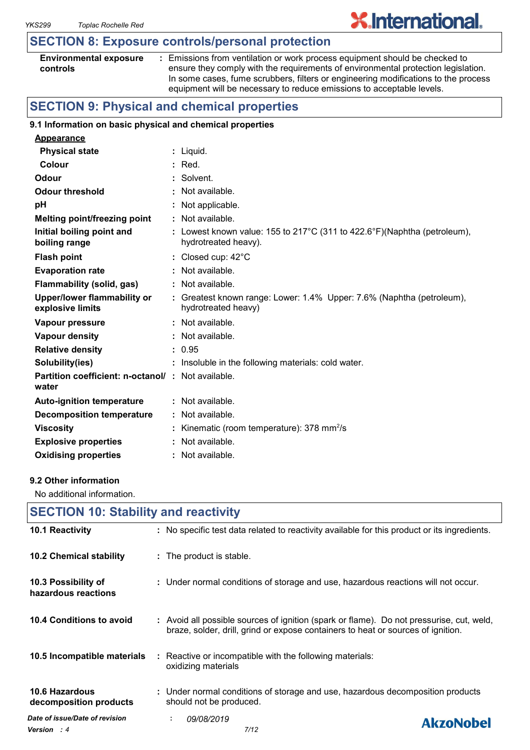## SECTION 8: Exposure controls/personal protection

| | |
|---|---|
| **Environmental exposure controls** | : Emissions from ventilation or work process equipment should be checked to ensure they comply with the requirements of environmental protection legislation. In some cases, fume scrubbers, filters or engineering modifications to the process equipment will be necessary to reduce emissions to acceptable levels. |

## SECTION 9: Physical and chemical properties

### 9.1 Information on basic physical and chemical properties

**Appearance**

| | |
|---|---|
| **Physical state** | : Liquid. |
| **Colour** | : Red. |
| **Odour** | : Solvent. |
| **Odour threshold** | : Not available. |
| **pH** | : Not applicable. |
| **Melting point/freezing point** | : Not available. |
| **Initial boiling point and boiling range** | : Lowest known value: 155 to 217°C (311 to 422.6°F)(Naphtha (petroleum), hydrotreated heavy). |
| **Flash point** | : Closed cup: 42°C |
| **Evaporation rate** | : Not available. |
| **Flammability (solid, gas)** | : Not available. |
| **Upper/lower flammability or explosive limits** | : Greatest known range: Lower: 1.4%  Upper: 7.6% (Naphtha (petroleum), hydrotreated heavy) |
| **Vapour pressure** | : Not available. |
| **Vapour density** | : Not available. |
| **Relative density** | : 0.95 |
| **Solubility(ies)** | : Insoluble in the following materials: cold water. |
| **Partition coefficient: n-octanol/ water** | : Not available. |
| **Auto-ignition temperature** | : Not available. |
| **Decomposition temperature** | : Not available. |
| **Viscosity** | : Kinematic (room temperature): 378 $mm^2/s$ |
| **Explosive properties** | : Not available. |
| **Oxidising properties** | : Not available. |

### 9.2 Other information

No additional information.

## SECTION 10: Stability and reactivity

| | |
|---|---|
| **10.1 Reactivity** | : No specific test data related to reactivity available for this product or its ingredients. |
| **10.2 Chemical stability** | : The product is stable. |
| **10.3 Possibility of hazardous reactions** | : Under normal conditions of storage and use, hazardous reactions will not occur. |
| **10.4 Conditions to avoid** | : Avoid all possible sources of ignition (spark or flame). Do not pressurise, cut, weld, braze, solder, drill, grind or expose containers to heat or sources of ignition. |
| **10.5 Incompatible materials** | : Reactive or incompatible with the following materials: oxidizing materials |
| **10.6 Hazardous decomposition products** | : Under normal conditions of storage and use, hazardous decomposition products should not be produced. |

*Date of issue/Date of revision* : *09/08/2019*

*Version : 4*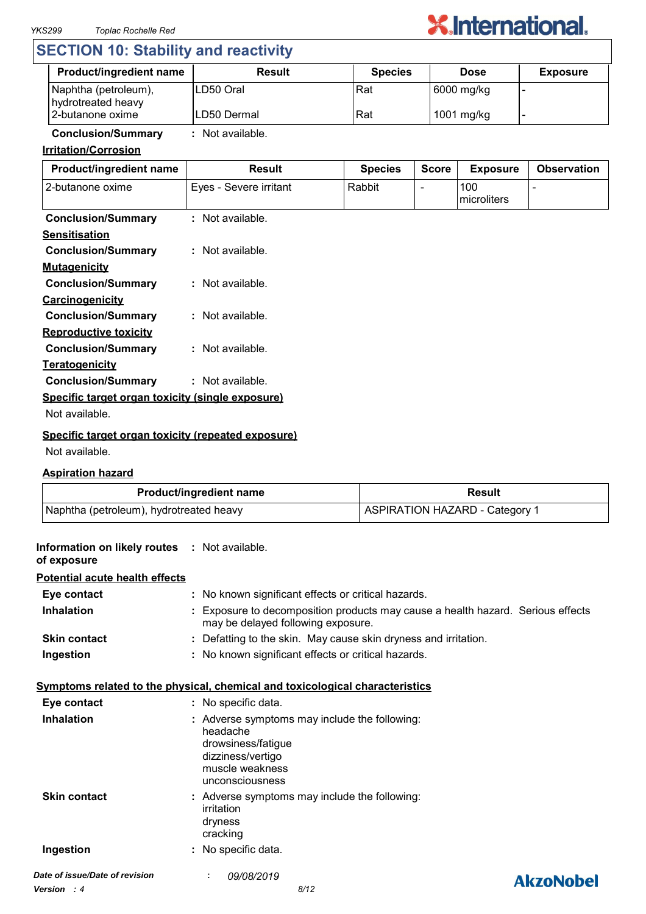## SECTION 10: Stability and reactivity

| Product/ingredient name | Result | Species | Dose | Exposure |
|---|---|---|---|---|
| Naphtha (petroleum), hydrotreated heavy | LD50 Oral | Rat | 6000 mg/kg | - |
| 2-butanone oxime | LD50 Dermal | Rat | 1001 mg/kg | - |

**Conclusion/Summary** : Not available.

**Irritation/Corrosion**

| Product/ingredient name | Result | Species | Score | Exposure | Observation |
|---|---|---|---|---|---|
| 2-butanone oxime | Eyes - Severe irritant | Rabbit | - | 100 microliters | - |

**Conclusion/Summary** : Not available.

**Sensitisation**

**Conclusion/Summary** : Not available.

**Mutagenicity**

**Conclusion/Summary** : Not available.

**Carcinogenicity**

**Conclusion/Summary** : Not available.

**Reproductive toxicity**

**Conclusion/Summary** : Not available.

**Teratogenicity**

**Conclusion/Summary** : Not available.

**Specific target organ toxicity (single exposure)**

Not available.

**Specific target organ toxicity (repeated exposure)**

Not available.

**Aspiration hazard**

| Product/ingredient name | Result |
|---|---|
| Naphtha (petroleum), hydrotreated heavy | ASPIRATION HAZARD - Category 1 |

**Information on likely routes of exposure** : Not available.

**Potential acute health effects**

**Eye contact** : No known significant effects or critical hazards.

**Inhalation** : Exposure to decomposition products may cause a health hazard. Serious effects may be delayed following exposure.

**Skin contact** : Defatting to the skin. May cause skin dryness and irritation.

**Ingestion** : No known significant effects or critical hazards.

**Symptoms related to the physical, chemical and toxicological characteristics**

**Eye contact** : No specific data.

**Inhalation** : Adverse symptoms may include the following:
headache
drowsiness/fatigue
dizziness/vertigo
muscle weakness
unconsciousness

**Skin contact** : Adverse symptoms may include the following:
irritation
dryness
cracking

**Ingestion** : No specific data.

*Date of issue/Date of revision* : *09/08/2019*

*Version : 4*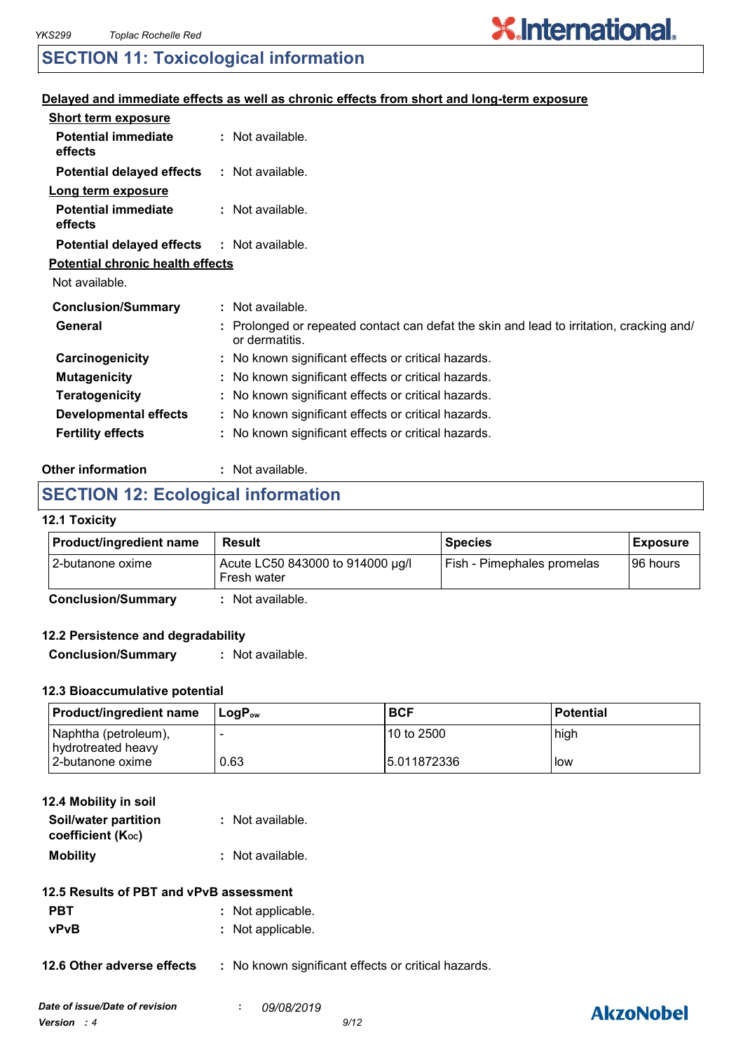## SECTION 11: Toxicological information

**Delayed and immediate effects as well as chronic effects from short and long-term exposure**

**Short term exposure**

**Potential immediate effects** : Not available.

**Potential delayed effects** : Not available.

**Long term exposure**

**Potential immediate effects** : Not available.

**Potential delayed effects** : Not available.

**Potential chronic health effects**

Not available.

**Conclusion/Summary** : Not available.

**General** : Prolonged or repeated contact can defat the skin and lead to irritation, cracking and/or dermatitis.

**Carcinogenicity** : No known significant effects or critical hazards.

**Mutagenicity** : No known significant effects or critical hazards.

**Teratogenicity** : No known significant effects or critical hazards.

**Developmental effects** : No known significant effects or critical hazards.

**Fertility effects** : No known significant effects or critical hazards.

**Other information** : Not available.

## SECTION 12: Ecological information

### 12.1 Toxicity

| Product/ingredient name | Result | Species | Exposure |
|---|---|---|---|
| 2-butanone oxime | Acute LC50 843000 to 914000 µg/l Fresh water | Fish - Pimephales promelas | 96 hours |

**Conclusion/Summary** : Not available.

### 12.2 Persistence and degradability

**Conclusion/Summary** : Not available.

### 12.3 Bioaccumulative potential

| Product/ingredient name | $LogP_{ow}$ | BCF | Potential |
|---|---|---|---|
| Naphtha (petroleum), hydrotreated heavy | - | 10 to 2500 | high |
| 2-butanone oxime | 0.63 | 5.011872336 | low |

### 12.4 Mobility in soil

**Soil/water partition coefficient ($K_{OC}$)** : Not available.

**Mobility** : Not available.

### 12.5 Results of PBT and vPvB assessment

**PBT** : Not applicable.

**vPvB** : Not applicable.

**12.6 Other adverse effects** : No known significant effects or critical hazards.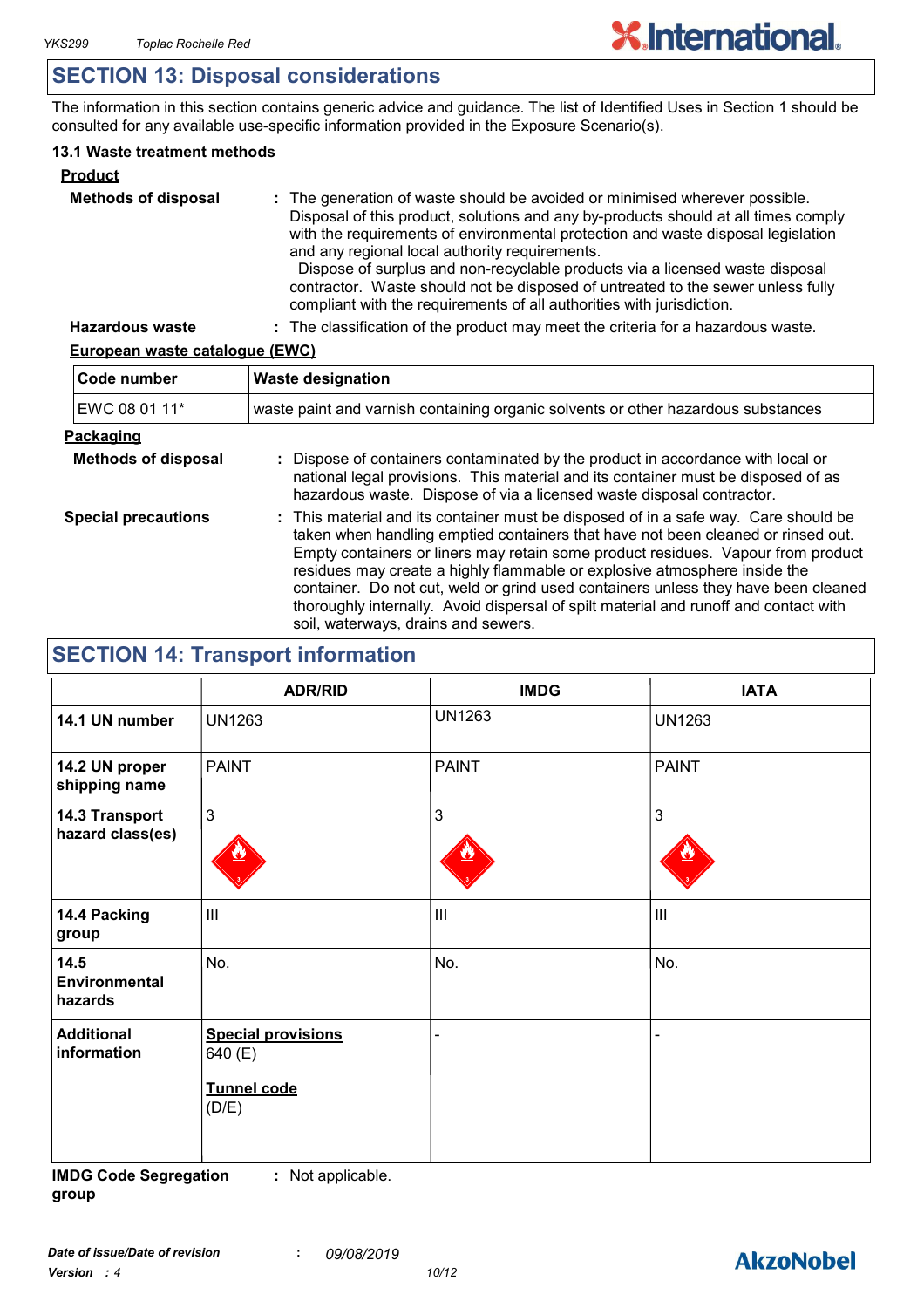## SECTION 13: Disposal considerations

The information in this section contains generic advice and guidance. The list of Identified Uses in Section 1 should be consulted for any available use-specific information provided in the Exposure Scenario(s).

### 13.1 Waste treatment methods

**Product**

**Methods of disposal** : The generation of waste should be avoided or minimised wherever possible. Disposal of this product, solutions and any by-products should at all times comply with the requirements of environmental protection and waste disposal legislation and any regional local authority requirements. Dispose of surplus and non-recyclable products via a licensed waste disposal contractor. Waste should not be disposed of untreated to the sewer unless fully compliant with the requirements of all authorities with jurisdiction.

**Hazardous waste** : The classification of the product may meet the criteria for a hazardous waste.

**European waste catalogue (EWC)**

| Code number | Waste designation |
|---|---|
| EWC 08 01 11* | waste paint and varnish containing organic solvents or other hazardous substances |

**Packaging**

**Methods of disposal** : Dispose of containers contaminated by the product in accordance with local or national legal provisions. This material and its container must be disposed of as hazardous waste. Dispose of via a licensed waste disposal contractor.

**Special precautions** : This material and its container must be disposed of in a safe way. Care should be taken when handling emptied containers that have not been cleaned or rinsed out. Empty containers or liners may retain some product residues. Vapour from product residues may create a highly flammable or explosive atmosphere inside the container. Do not cut, weld or grind used containers unless they have been cleaned thoroughly internally. Avoid dispersal of spilt material and runoff and contact with soil, waterways, drains and sewers.

## SECTION 14: Transport information

| | ADR/RID | IMDG | IATA |
|---|---|---|---|
| **14.1 UN number** | UN1263 | UN1263 | UN1263 |
| **14.2 UN proper shipping name** | PAINT | PAINT | PAINT |
| **14.3 Transport hazard class(es)** | 3 | 3 | 3 |
| **14.4 Packing group** | III | III | III |
| **14.5 Environmental hazards** | No. | No. | No. |
| **Additional information** | **Special provisions** 640 (E) **Tunnel code** (D/E) | - | - |

**IMDG Code Segregation group** : Not applicable.

*Date of issue/Date of revision* : *09/08/2019*

*Version* : *4*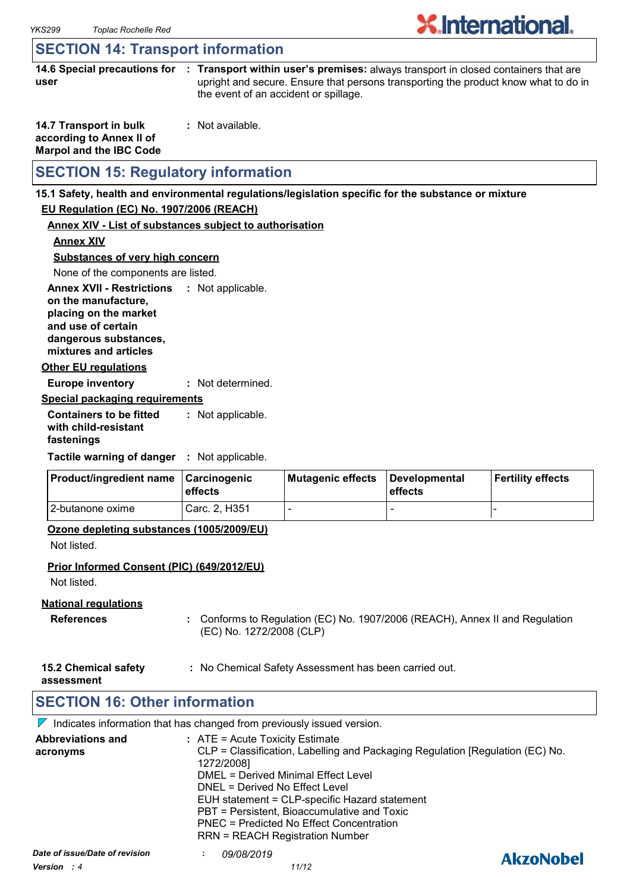## SECTION 14: Transport information

**14.6 Special precautions for user** : **Transport within user's premises:** always transport in closed containers that are upright and secure. Ensure that persons transporting the product know what to do in the event of an accident or spillage.

**14.7 Transport in bulk according to Annex II of Marpol and the IBC Code** : Not available.

## SECTION 15: Regulatory information

**15.1 Safety, health and environmental regulations/legislation specific for the substance or mixture**

**EU Regulation (EC) No. 1907/2006 (REACH)**

**Annex XIV - List of substances subject to authorisation**

**Annex XIV**

**Substances of very high concern**

None of the components are listed.

**Annex XVII - Restrictions on the manufacture, placing on the market and use of certain dangerous substances, mixtures and articles** : Not applicable.

**Other EU regulations**

**Europe inventory** : Not determined.

**Special packaging requirements**

**Containers to be fitted with child-resistant fastenings** : Not applicable.

**Tactile warning of danger** : Not applicable.

| Product/ingredient name | Carcinogenic effects | Mutagenic effects | Developmental effects | Fertility effects |
|---|---|---|---|---|
| 2-butanone oxime | Carc. 2, H351 | - | - | - |

**Ozone depleting substances (1005/2009/EU)**

Not listed.

**Prior Informed Consent (PIC) (649/2012/EU)**

Not listed.

**National regulations**

**References** : Conforms to Regulation (EC) No. 1907/2006 (REACH), Annex II and Regulation (EC) No. 1272/2008 (CLP)

**15.2 Chemical safety assessment** : No Chemical Safety Assessment has been carried out.

## SECTION 16: Other information

Indicates information that has changed from previously issued version.

**Abbreviations and acronyms** :
ATE = Acute Toxicity Estimate
CLP = Classification, Labelling and Packaging Regulation [Regulation (EC) No. 1272/2008]
DMEL = Derived Minimal Effect Level
DNEL = Derived No Effect Level
EUH statement = CLP-specific Hazard statement
PBT = Persistent, Bioaccumulative and Toxic
PNEC = Predicted No Effect Concentration
RRN = REACH Registration Number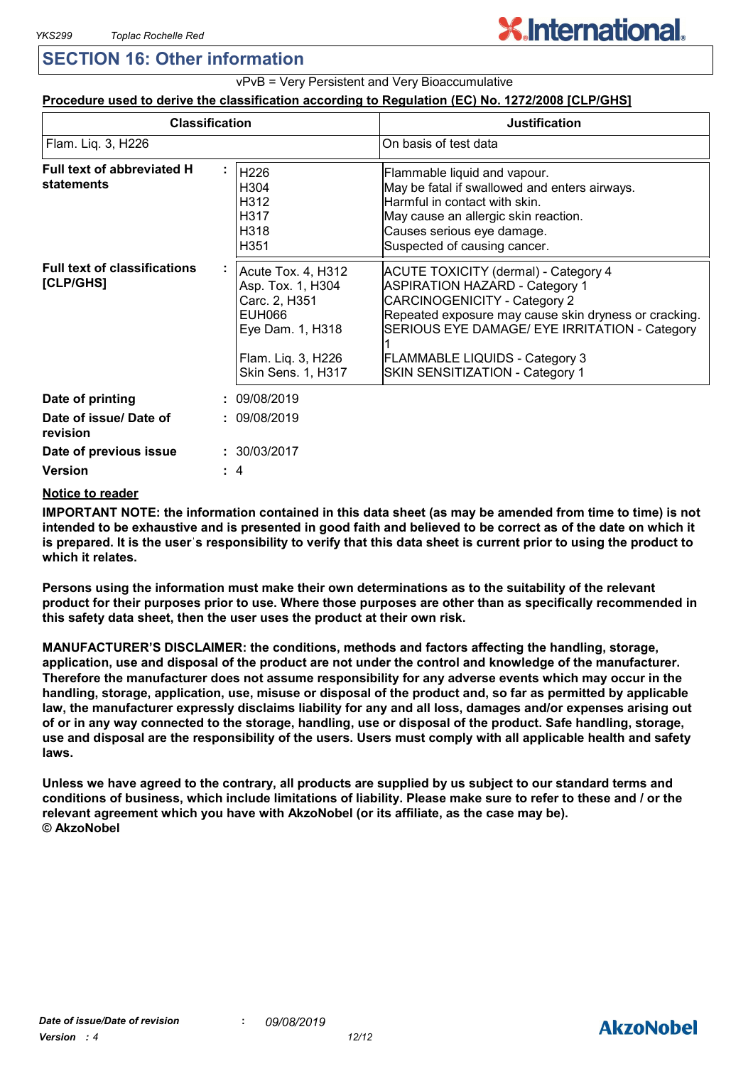## SECTION 16: Other information

vPvB = Very Persistent and Very Bioaccumulative

**Procedure used to derive the classification according to Regulation (EC) No. 1272/2008 [CLP/GHS]**

| Classification | Justification |
|---|---|
| Flam. Liq. 3, H226 | On basis of test data |

| | | |
|---|---|---|
| **Full text of abbreviated H statements** | H226<br>H304<br>H312<br>H317<br>H318<br>H351 | Flammable liquid and vapour.<br>May be fatal if swallowed and enters airways.<br>Harmful in contact with skin.<br>May cause an allergic skin reaction.<br>Causes serious eye damage.<br>Suspected of causing cancer. |
| **Full text of classifications [CLP/GHS]** | Acute Tox. 4, H312<br>Asp. Tox. 1, H304<br>Carc. 2, H351<br>EUH066<br>Eye Dam. 1, H318<br>Flam. Liq. 3, H226<br>Skin Sens. 1, H317 | ACUTE TOXICITY (dermal) - Category 4<br>ASPIRATION HAZARD - Category 1<br>CARCINOGENICITY - Category 2<br>Repeated exposure may cause skin dryness or cracking.<br>SERIOUS EYE DAMAGE/ EYE IRRITATION - Category 1<br>FLAMMABLE LIQUIDS - Category 3<br>SKIN SENSITIZATION - Category 1 |

**Date of printing** : 09/08/2019

**Date of issue/ Date of revision** : 09/08/2019

**Date of previous issue** : 30/03/2017

**Version** : 4

**Notice to reader**

**IMPORTANT NOTE: the information contained in this data sheet (as may be amended from time to time) is not intended to be exhaustive and is presented in good faith and believed to be correct as of the date on which it is prepared. It is the user's responsibility to verify that this data sheet is current prior to using the product to which it relates.**

**Persons using the information must make their own determinations as to the suitability of the relevant product for their purposes prior to use. Where those purposes are other than as specifically recommended in this safety data sheet, then the user uses the product at their own risk.**

**MANUFACTURER'S DISCLAIMER: the conditions, methods and factors affecting the handling, storage, application, use and disposal of the product are not under the control and knowledge of the manufacturer. Therefore the manufacturer does not assume responsibility for any adverse events which may occur in the handling, storage, application, use, misuse or disposal of the product and, so far as permitted by applicable law, the manufacturer expressly disclaims liability for any and all loss, damages and/or expenses arising out of or in any way connected to the storage, handling, use or disposal of the product. Safe handling, storage, use and disposal are the responsibility of the users. Users must comply with all applicable health and safety laws.**

**Unless we have agreed to the contrary, all products are supplied by us subject to our standard terms and conditions of business, which include limitations of liability. Please make sure to refer to these and / or the relevant agreement which you have with AkzoNobel (or its affiliate, as the case may be).**
**© AkzoNobel**